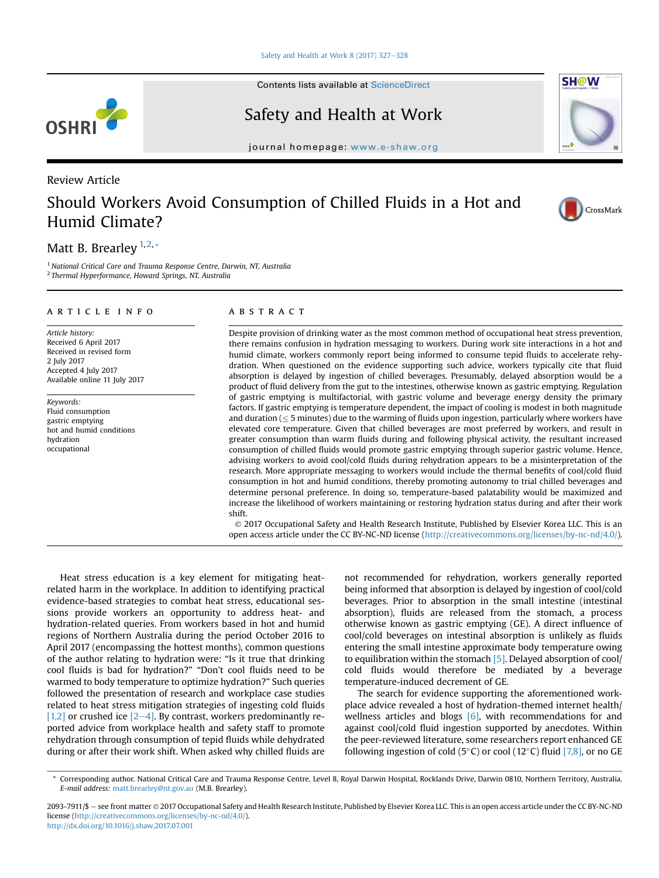Review Article

# Should Workers Avoid Consumption of Chilled Fluids in a Hot and Humid Climate?

Matt B. Brearley [1,2,*]

[1] National Critical Care and Trauma Response Centre, Darwin, NT, Australia
[2] Thermal Hyperformance, Howard Springs, NT, Australia

## ARTICLE INFO

*Article history:*
Received 6 April 2017
Received in revised form
2 July 2017
Accepted 4 July 2017
Available online 11 July 2017

*Keywords:*
Fluid consumption
gastric emptying
hot and humid conditions
hydration
occupational

## ABSTRACT

Despite provision of drinking water as the most common method of occupational heat stress prevention, there remains confusion in hydration messaging to workers. During work site interactions in a hot and humid climate, workers commonly report being informed to consume tepid fluids to accelerate rehydration. When questioned on the evidence supporting such advice, workers typically cite that fluid absorption is delayed by ingestion of chilled beverages. Presumably, delayed absorption would be a product of fluid delivery from the gut to the intestines, otherwise known as gastric emptying. Regulation of gastric emptying is multifactorial, with gastric volume and beverage energy density the primary factors. If gastric emptying is temperature dependent, the impact of cooling is modest in both magnitude and duration ($\leq$ 5 minutes) due to the warming of fluids upon ingestion, particularly where workers have elevated core temperature. Given that chilled beverages are most preferred by workers, and result in greater consumption than warm fluids during and following physical activity, the resultant increased consumption of chilled fluids would promote gastric emptying through superior gastric volume. Hence, advising workers to avoid cool/cold fluids during rehydration appears to be a misinterpretation of the research. More appropriate messaging to workers would include the thermal benefits of cool/cold fluid consumption in hot and humid conditions, thereby promoting autonomy to trial chilled beverages and determine personal preference. In doing so, temperature-based palatability would be maximized and increase the likelihood of workers maintaining or restoring hydration status during and after their work shift.

© 2017 Occupational Safety and Health Research Institute, Published by Elsevier Korea LLC. This is an open access article under the CC BY-NC-ND license (http://creativecommons.org/licenses/by-nc-nd/4.0/).

Heat stress education is a key element for mitigating heat-related harm in the workplace. In addition to identifying practical evidence-based strategies to combat heat stress, educational sessions provide workers an opportunity to address heat- and hydration-related queries. From workers based in hot and humid regions of Northern Australia during the period October 2016 to April 2017 (encompassing the hottest months), common questions of the author relating to hydration were: "Is it true that drinking cool fluids is bad for hydration?" "Don't cool fluids need to be warmed to body temperature to optimize hydration?" Such queries followed the presentation of research and workplace case studies related to heat stress mitigation strategies of ingesting cold fluids [1,2] or crushed ice [2–4]. By contrast, workers predominantly reported advice from workplace health and safety staff to promote rehydration through consumption of tepid fluids while dehydrated during or after their work shift. When asked why chilled fluids are not recommended for rehydration, workers generally reported being informed that absorption is delayed by ingestion of cool/cold beverages. Prior to absorption in the small intestine (intestinal absorption), fluids are released from the stomach, a process otherwise known as gastric emptying (GE). A direct influence of cool/cold beverages on intestinal absorption is unlikely as fluids entering the small intestine approximate body temperature owing to equilibration within the stomach [5]. Delayed absorption of cool/cold fluids would therefore be mediated by a beverage temperature-induced decrement of GE.

The search for evidence supporting the aforementioned workplace advice revealed a host of hydration-themed internet health/wellness articles and blogs [6], with recommendations for and against cool/cold fluid ingestion supported by anecdotes. Within the peer-reviewed literature, some researchers report enhanced GE following ingestion of cold (5°C) or cool (12°C) fluid [7,8], or no GE

\* Corresponding author. National Critical Care and Trauma Response Centre, Level 8, Royal Darwin Hospital, Rocklands Drive, Darwin 0810, Northern Territory, Australia.
*E-mail address:* matt.brearley@nt.gov.au (M.B. Brearley).

2093-7911/$ — see front matter © 2017 Occupational Safety and Health Research Institute, Published by Elsevier Korea LLC. This is an open access article under the CC BY-NC-ND license (http://creativecommons.org/licenses/by-nc-nd/4.0/).
http://dx.doi.org/10.1016/j.shaw.2017.07.001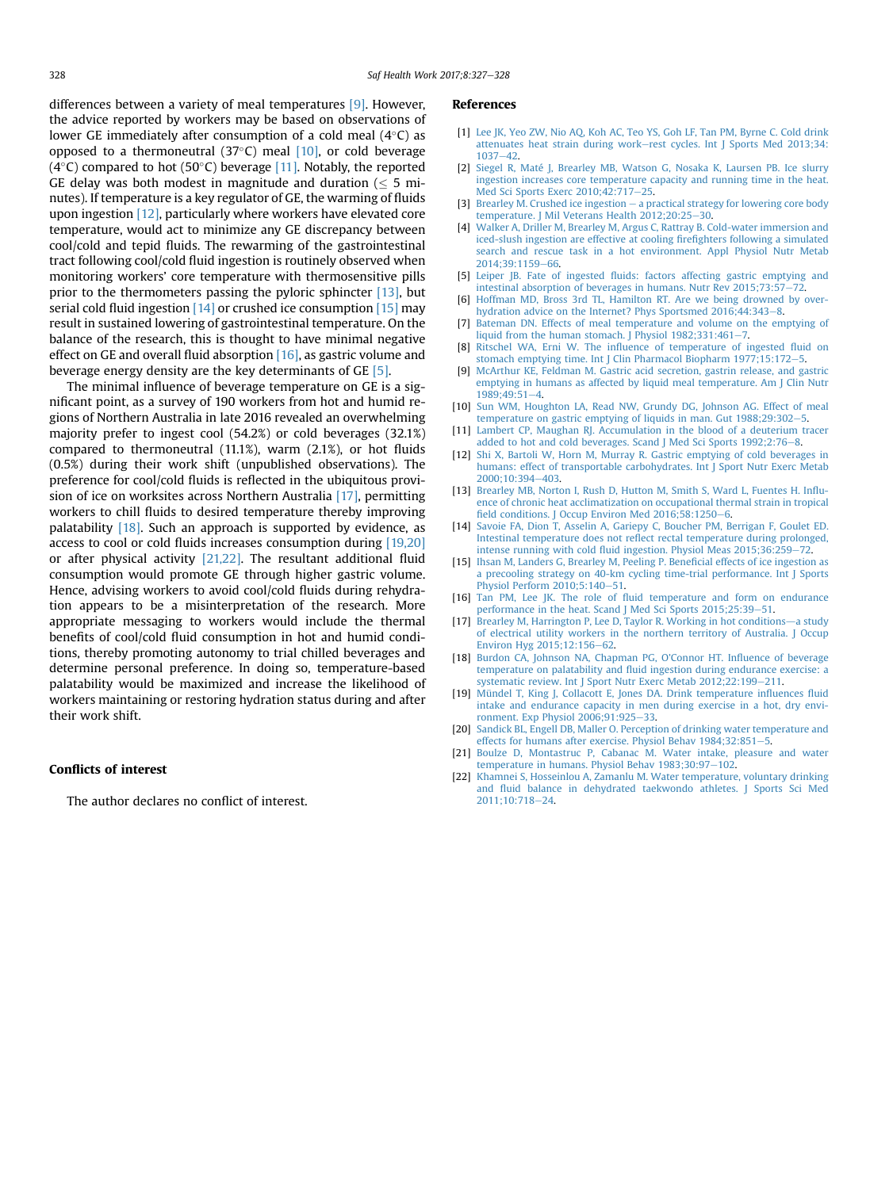differences between a variety of meal temperatures [9]. However, the advice reported by workers may be based on observations of lower GE immediately after consumption of a cold meal (4°C) as opposed to a thermoneutral (37°C) meal [10], or cold beverage (4°C) compared to hot (50°C) beverage [11]. Notably, the reported GE delay was both modest in magnitude and duration ($\leq$ 5 minutes). If temperature is a key regulator of GE, the warming of fluids upon ingestion [12], particularly where workers have elevated core temperature, would act to minimize any GE discrepancy between cool/cold and tepid fluids. The rewarming of the gastrointestinal tract following cool/cold fluid ingestion is routinely observed when monitoring workers' core temperature with thermosensitive pills prior to the thermometers passing the pyloric sphincter [13], but serial cold fluid ingestion [14] or crushed ice consumption [15] may result in sustained lowering of gastrointestinal temperature. On the balance of the research, this is thought to have minimal negative effect on GE and overall fluid absorption [16], as gastric volume and beverage energy density are the key determinants of GE [5].

The minimal influence of beverage temperature on GE is a significant point, as a survey of 190 workers from hot and humid regions of Northern Australia in late 2016 revealed an overwhelming majority prefer to ingest cool (54.2%) or cold beverages (32.1%) compared to thermoneutral (11.1%), warm (2.1%), or hot fluids (0.5%) during their work shift (unpublished observations). The preference for cool/cold fluids is reflected in the ubiquitous provision of ice on worksites across Northern Australia [17], permitting workers to chill fluids to desired temperature thereby improving palatability [18]. Such an approach is supported by evidence, as access to cool or cold fluids increases consumption during [19,20] or after physical activity [21,22]. The resultant additional fluid consumption would promote GE through higher gastric volume. Hence, advising workers to avoid cool/cold fluids during rehydration appears to be a misinterpretation of the research. More appropriate messaging to workers would include the thermal benefits of cool/cold fluid consumption in hot and humid conditions, thereby promoting autonomy to trial chilled beverages and determine personal preference. In doing so, temperature-based palatability would be maximized and increase the likelihood of workers maintaining or restoring hydration status during and after their work shift.

## Conflicts of interest

The author declares no conflict of interest.

## References

[1] Lee JK, Yeo ZW, Nio AQ, Koh AC, Teo YS, Goh LF, Tan PM, Byrne C. Cold drink attenuates heat strain during work—rest cycles. Int J Sports Med 2013;34:1037—42.

[2] Siegel R, Maté J, Brearley MB, Watson G, Nosaka K, Laursen PB. Ice slurry ingestion increases core temperature capacity and running time in the heat. Med Sci Sports Exerc 2010;42:717—25.

[3] Brearley M. Crushed ice ingestion — a practical strategy for lowering core body temperature. J Mil Veterans Health 2012;20:25—30.

[4] Walker A, Driller M, Brearley M, Argus C, Rattray B. Cold-water immersion and iced-slush ingestion are effective at cooling firefighters following a simulated search and rescue task in a hot environment. Appl Physiol Nutr Metab 2014;39:1159—66.

[5] Leiper JB. Fate of ingested fluids: factors affecting gastric emptying and intestinal absorption of beverages in humans. Nutr Rev 2015;73:57—72.

[6] Hoffman MD, Bross 3rd TL, Hamilton RT. Are we being drowned by overhydration advice on the Internet? Phys Sportsmed 2016;44:343—8.

[7] Bateman DN. Effects of meal temperature and volume on the emptying of liquid from the human stomach. J Physiol 1982;331:461—7.

[8] Ritschel WA, Erni W. The influence of temperature of ingested fluid on stomach emptying time. Int J Clin Pharmacol Biopharm 1977;15:172—5.

[9] McArthur KE, Feldman M. Gastric acid secretion, gastrin release, and gastric emptying in humans as affected by liquid meal temperature. Am J Clin Nutr 1989;49:51—4.

[10] Sun WM, Houghton LA, Read NW, Grundy DG, Johnson AG. Effect of meal temperature on gastric emptying of liquids in man. Gut 1988;29:302—5.

[11] Lambert CP, Maughan RJ. Accumulation in the blood of a deuterium tracer added to hot and cold beverages. Scand J Med Sci Sports 1992;2:76—8.

[12] Shi X, Bartoli W, Horn M, Murray R. Gastric emptying of cold beverages in humans: effect of transportable carbohydrates. Int J Sport Nutr Exerc Metab 2000;10:394—403.

[13] Brearley MB, Norton I, Rush D, Hutton M, Smith S, Ward L, Fuentes H. Influence of chronic heat acclimatization on occupational thermal strain in tropical field conditions. J Occup Environ Med 2016;58:1250—6.

[14] Savoie FA, Dion T, Asselin A, Gariepy C, Boucher PM, Berrigan F, Goulet ED. Intestinal temperature does not reflect rectal temperature during prolonged, intense running with cold fluid ingestion. Physiol Meas 2015;36:259—72.

[15] Ihsan M, Landers G, Brearley M, Peeling P. Beneficial effects of ice ingestion as a precooling strategy on 40-km cycling time-trial performance. Int J Sports Physiol Perform 2010;5:140—51.

[16] Tan PM, Lee JK. The role of fluid temperature and form on endurance performance in the heat. Scand J Med Sci Sports 2015;25:39—51.

[17] Brearley M, Harrington P, Lee D, Taylor R. Working in hot conditions—a study of electrical utility workers in the northern territory of Australia. J Occup Environ Hyg 2015;12:156—62.

[18] Burdon CA, Johnson NA, Chapman PG, O'Connor HT. Influence of beverage temperature on palatability and fluid ingestion during endurance exercise: a systematic review. Int J Sport Nutr Exerc Metab 2012;22:199—211.

[19] Mündel T, King J, Collacott E, Jones DA. Drink temperature influences fluid intake and endurance capacity in men during exercise in a hot, dry environment. Exp Physiol 2006;91:925—33.

[20] Sandick BL, Engell DB, Maller O. Perception of drinking water temperature and effects for humans after exercise. Physiol Behav 1984;32:851—5.

[21] Boulze D, Montastruc P, Cabanac M. Water intake, pleasure and water temperature in humans. Physiol Behav 1983;30:97—102.

[22] Khamnei S, Hosseinlou A, Zamanlu M. Water temperature, voluntary drinking and fluid balance in dehydrated taekwondo athletes. J Sports Sci Med 2011;10:718—24.